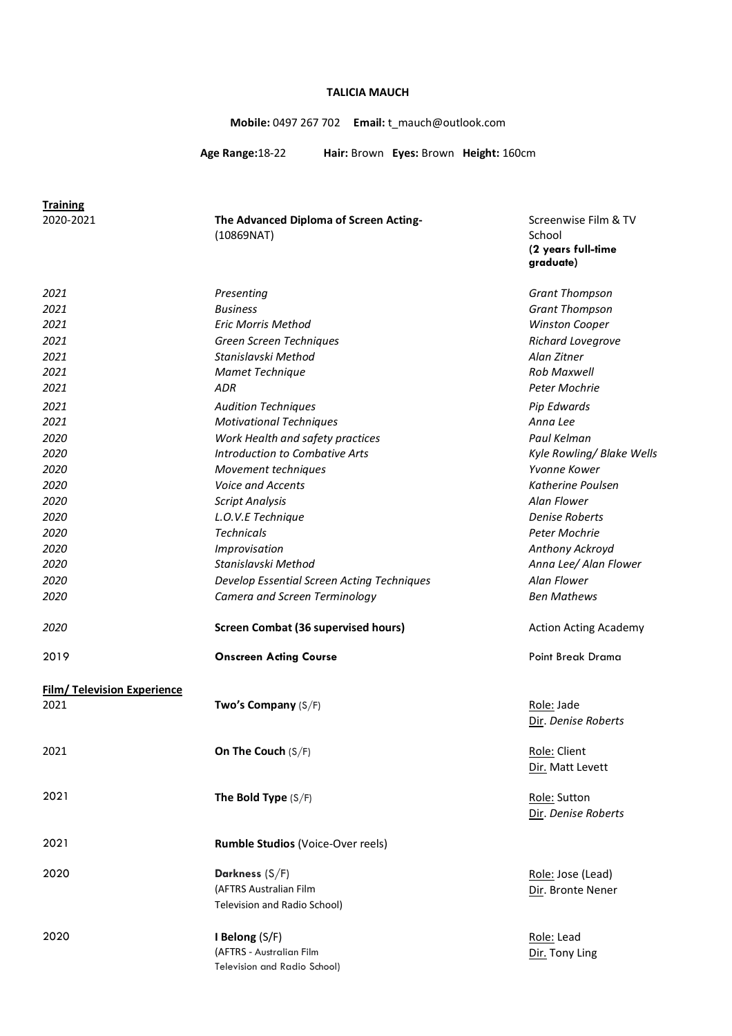**TALICIA MAUCH**

**Mobile:** 0497 267 702 **Email:** t_mauch@outlook.com

**Age Range:** 18-22 **Hair:** Brown **Eyes:** Brown **Height:** 160cm

**Training**

| | | |
|---|---|---|
| 2020-2021 | **The Advanced Diploma of Screen Acting-** (10869NAT) | Screenwise Film & TV School **(2 years full-time graduate)** |
| *2021* | *Presenting* | *Grant Thompson* |
| *2021* | *Business* | *Grant Thompson* |
| *2021* | *Eric Morris Method* | *Winston Cooper* |
| *2021* | *Green Screen Techniques* | *Richard Lovegrove* |
| *2021* | *Stanislavski Method* | *Alan Zitner* |
| *2021* | *Mamet Technique* | *Rob Maxwell* |
| *2021* | *ADR* | *Peter Mochrie* |
| *2021* | *Audition Techniques* | *Pip Edwards* |
| *2021* | *Motivational Techniques* | *Anna Lee* |
| *2020* | *Work Health and safety practices* | *Paul Kelman* |
| *2020* | *Introduction to Combative Arts* | *Kyle Rowling/ Blake Wells* |
| *2020* | *Movement techniques* | *Yvonne Kower* |
| *2020* | *Voice and Accents* | *Katherine Poulsen* |
| *2020* | *Script Analysis* | *Alan Flower* |
| *2020* | *L.O.V.E Technique* | *Denise Roberts* |
| *2020* | *Technicals* | *Peter Mochrie* |
| *2020* | *Improvisation* | *Anthony Ackroyd* |
| *2020* | *Stanislavski Method* | *Anna Lee/ Alan Flower* |
| *2020* | *Develop Essential Screen Acting Techniques* | *Alan Flower* |
| *2020* | *Camera and Screen Terminology* | *Ben Mathews* |
| *2020* | **Screen Combat (36 supervised hours)** | Action Acting Academy |
| 2019 | **Onscreen Acting Course** | Point Break Drama |

**Film/ Television Experience**

| | | |
|---|---|---|
| 2021 | **Two's Company** (S/F) | Role: Jade<br>Dir. *Denise Roberts* |
| 2021 | **On The Couch** (S/F) | Role: Client<br>Dir. Matt Levett |
| 2021 | **The Bold Type** (S/F) | Role: Sutton<br>Dir. *Denise Roberts* |
| 2021 | **Rumble Studios** (Voice-Over reels) | |
| 2020 | **Darkness** (S/F)<br>(AFTRS Australian Film Television and Radio School) | Role: Jose (Lead)<br>Dir. Bronte Nener |
| 2020 | **I Belong** (S/F)<br>(AFTRS - Australian Film Television and Radio School) | Role: Lead<br>Dir. Tony Ling |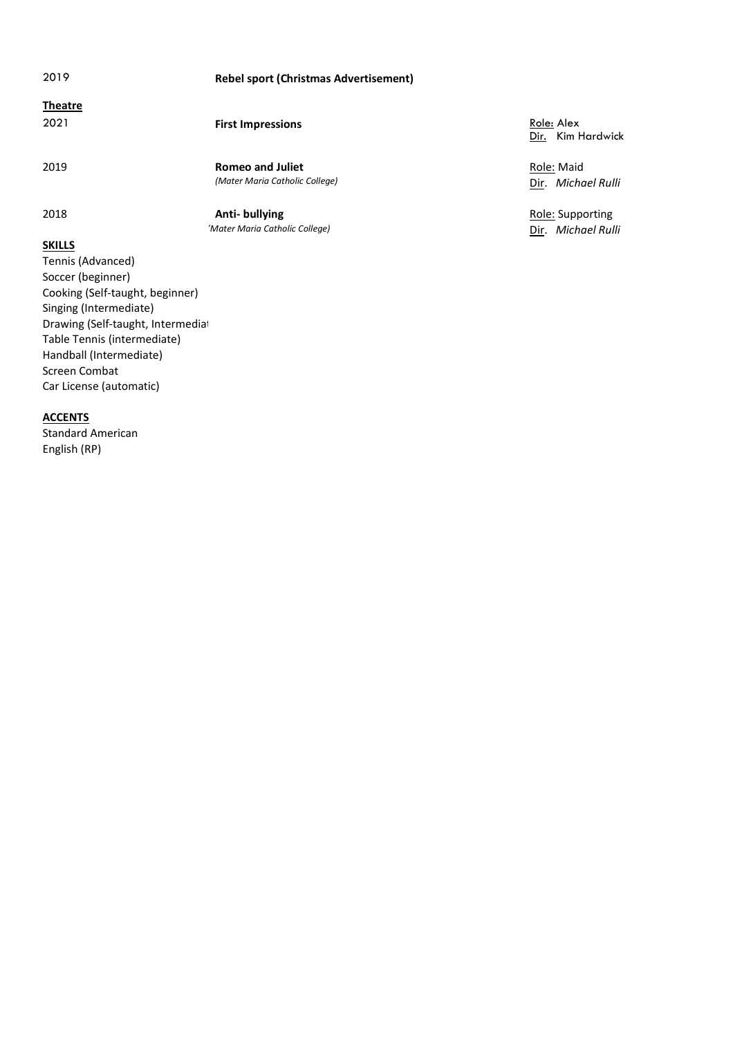| | | |
|---|---|---|
| 2019 | **Rebel sport (Christmas Advertisement)** | |

**Theatre**

| | | |
|---|---|---|
| 2021 | **First Impressions** | Role: Alex<br>Dir. Kim Hardwick |
| 2019 | **Romeo and Juliet**<br>*(Mater Maria Catholic College)* | Role: Maid<br>Dir. *Michael Rulli* |
| 2018 | **Anti- bullying**<br>*'Mater Maria Catholic College)* | Role: Supporting<br>Dir. *Michael Rulli* |

**SKILLS**

Tennis (Advanced)
Soccer (beginner)
Cooking (Self-taught, beginner)
Singing (Intermediate)
Drawing (Self-taught, Intermediat
Table Tennis (intermediate)
Handball (Intermediate)
Screen Combat
Car License (automatic)

**ACCENTS**

Standard American
English (RP)